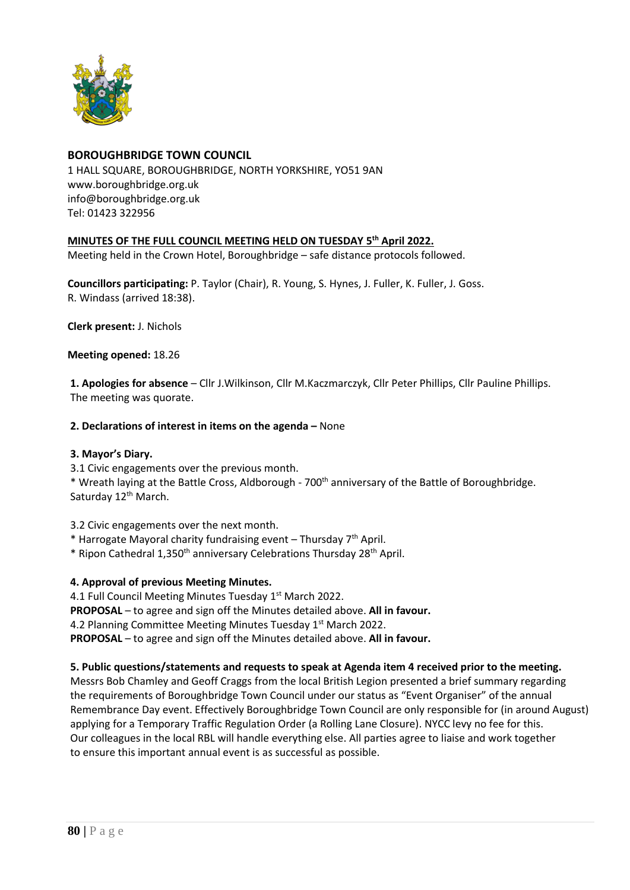**BOROUGHBRIDGE TOWN COUNCIL**

1 HALL SQUARE, BOROUGHBRIDGE, NORTH YORKSHIRE, YO51 9AN
www.boroughbridge.org.uk
info@boroughbridge.org.uk
Tel: 01423 322956

**MINUTES OF THE FULL COUNCIL MEETING HELD ON TUESDAY 5th April 2022.**

Meeting held in the Crown Hotel, Boroughbridge – safe distance protocols followed.

**Councillors participating:** P. Taylor (Chair), R. Young, S. Hynes, J. Fuller, K. Fuller, J. Goss.
R. Windass (arrived 18:38).

**Clerk present:** J. Nichols

**Meeting opened:** 18.26

**1. Apologies for absence** – Cllr J.Wilkinson, Cllr M.Kaczmarczyk, Cllr Peter Phillips, Cllr Pauline Phillips.
The meeting was quorate.

**2. Declarations of interest in items on the agenda –** None

**3. Mayor's Diary.**

3.1 Civic engagements over the previous month.
* Wreath laying at the Battle Cross, Aldborough - 700th anniversary of the Battle of Boroughbridge. Saturday 12th March.

3.2 Civic engagements over the next month.
* Harrogate Mayoral charity fundraising event – Thursday 7th April.
* Ripon Cathedral 1,350th anniversary Celebrations Thursday 28th April.

**4. Approval of previous Meeting Minutes.**

4.1 Full Council Meeting Minutes Tuesday 1st March 2022.
**PROPOSAL** – to agree and sign off the Minutes detailed above. **All in favour.**
4.2 Planning Committee Meeting Minutes Tuesday 1st March 2022.
**PROPOSAL** – to agree and sign off the Minutes detailed above. **All in favour.**

**5. Public questions/statements and requests to speak at Agenda item 4 received prior to the meeting.**

Messrs Bob Chamley and Geoff Craggs from the local British Legion presented a brief summary regarding the requirements of Boroughbridge Town Council under our status as "Event Organiser" of the annual Remembrance Day event. Effectively Boroughbridge Town Council are only responsible for (in around August) applying for a Temporary Traffic Regulation Order (a Rolling Lane Closure). NYCC levy no fee for this. Our colleagues in the local RBL will handle everything else. All parties agree to liaise and work together to ensure this important annual event is as successful as possible.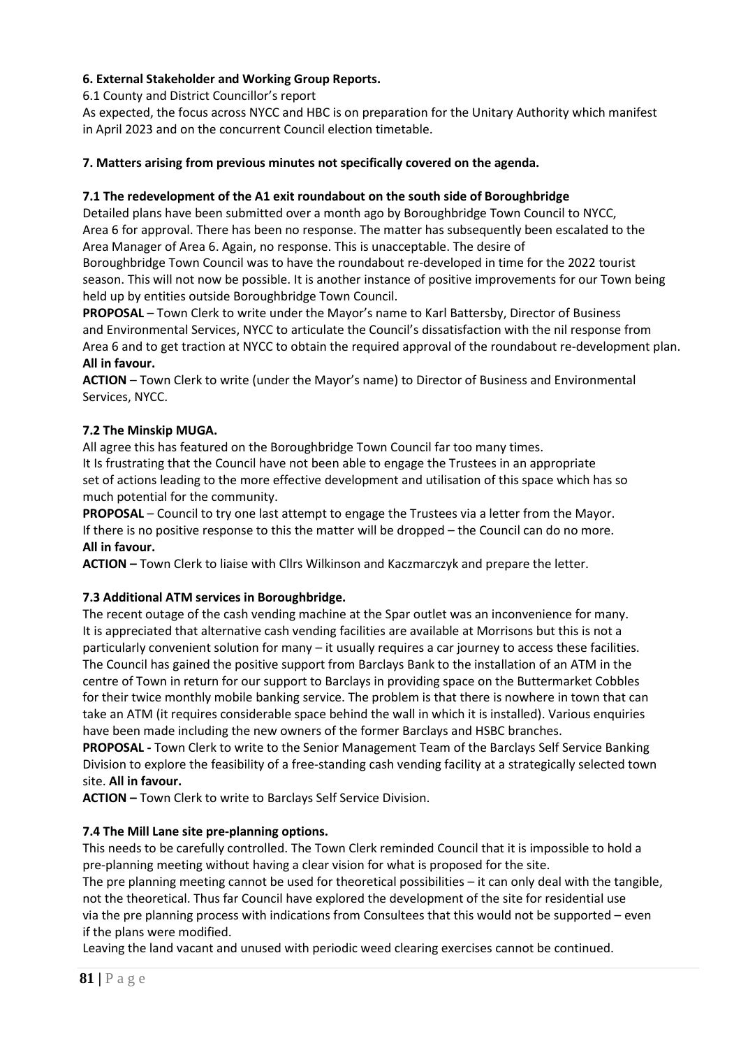### 6. External Stakeholder and Working Group Reports.

6.1 County and District Councillor's report

As expected, the focus across NYCC and HBC is on preparation for the Unitary Authority which manifest in April 2023 and on the concurrent Council election timetable.

### 7. Matters arising from previous minutes not specifically covered on the agenda.

#### 7.1 The redevelopment of the A1 exit roundabout on the south side of Boroughbridge

Detailed plans have been submitted over a month ago by Boroughbridge Town Council to NYCC, Area 6 for approval. There has been no response. The matter has subsequently been escalated to the Area Manager of Area 6. Again, no response. This is unacceptable. The desire of Boroughbridge Town Council was to have the roundabout re-developed in time for the 2022 tourist season. This will not now be possible. It is another instance of positive improvements for our Town being held up by entities outside Boroughbridge Town Council.

**PROPOSAL** – Town Clerk to write under the Mayor's name to Karl Battersby, Director of Business and Environmental Services, NYCC to articulate the Council's dissatisfaction with the nil response from Area 6 and to get traction at NYCC to obtain the required approval of the roundabout re-development plan. **All in favour.**

**ACTION** – Town Clerk to write (under the Mayor's name) to Director of Business and Environmental Services, NYCC.

#### 7.2 The Minskip MUGA.

All agree this has featured on the Boroughbridge Town Council far too many times.

It Is frustrating that the Council have not been able to engage the Trustees in an appropriate set of actions leading to the more effective development and utilisation of this space which has so much potential for the community.

**PROPOSAL** – Council to try one last attempt to engage the Trustees via a letter from the Mayor. If there is no positive response to this the matter will be dropped – the Council can do no more. **All in favour.**

**ACTION –** Town Clerk to liaise with Cllrs Wilkinson and Kaczmarczyk and prepare the letter.

#### 7.3 Additional ATM services in Boroughbridge.

The recent outage of the cash vending machine at the Spar outlet was an inconvenience for many. It is appreciated that alternative cash vending facilities are available at Morrisons but this is not a particularly convenient solution for many – it usually requires a car journey to access these facilities. The Council has gained the positive support from Barclays Bank to the installation of an ATM in the centre of Town in return for our support to Barclays in providing space on the Buttermarket Cobbles for their twice monthly mobile banking service. The problem is that there is nowhere in town that can take an ATM (it requires considerable space behind the wall in which it is installed). Various enquiries have been made including the new owners of the former Barclays and HSBC branches.

**PROPOSAL -** Town Clerk to write to the Senior Management Team of the Barclays Self Service Banking Division to explore the feasibility of a free-standing cash vending facility at a strategically selected town site. **All in favour.**

**ACTION –** Town Clerk to write to Barclays Self Service Division.

#### 7.4 The Mill Lane site pre-planning options.

This needs to be carefully controlled. The Town Clerk reminded Council that it is impossible to hold a pre-planning meeting without having a clear vision for what is proposed for the site.

The pre planning meeting cannot be used for theoretical possibilities – it can only deal with the tangible, not the theoretical. Thus far Council have explored the development of the site for residential use via the pre planning process with indications from Consultees that this would not be supported – even if the plans were modified.

Leaving the land vacant and unused with periodic weed clearing exercises cannot be continued.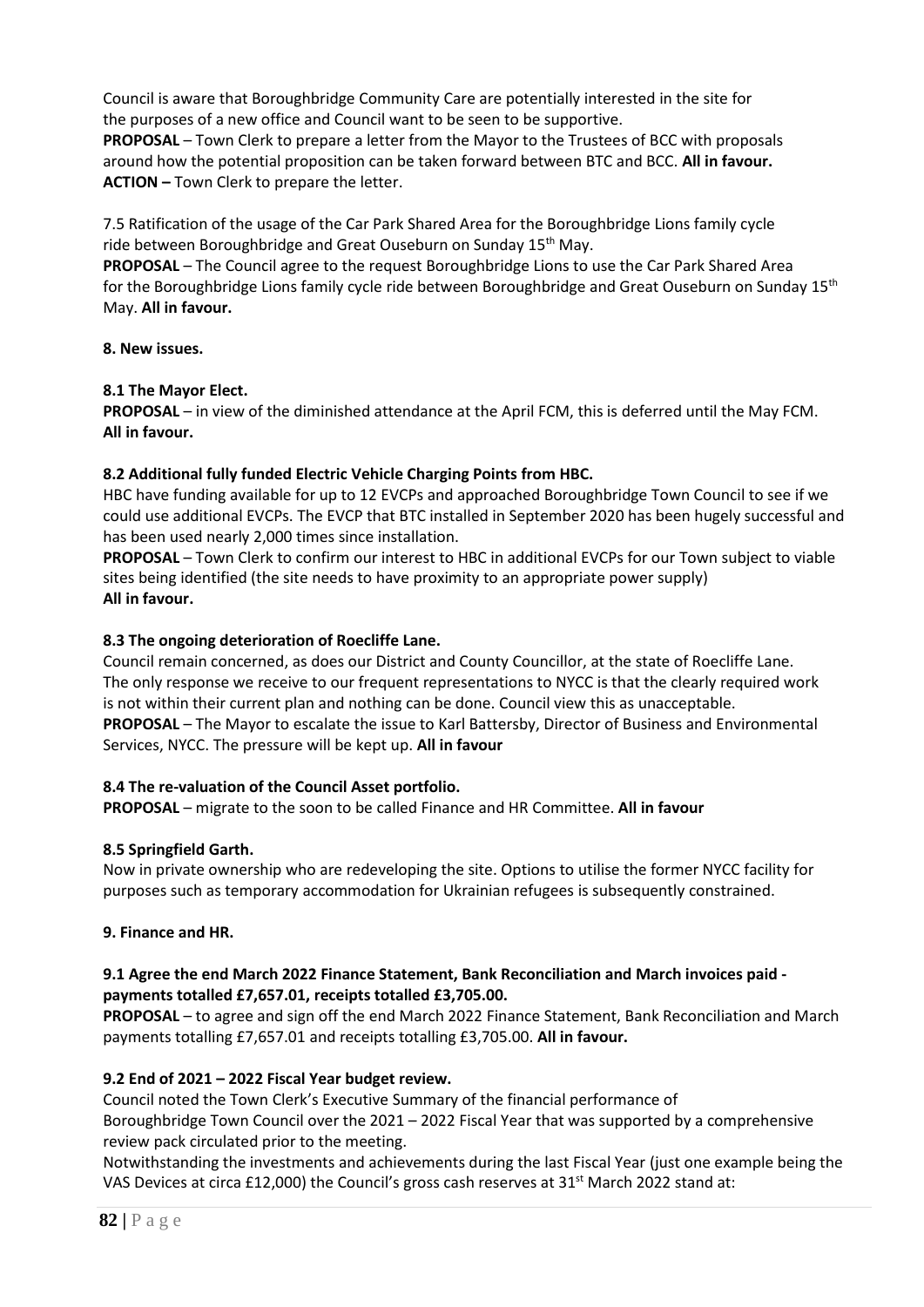Council is aware that Boroughbridge Community Care are potentially interested in the site for the purposes of a new office and Council want to be seen to be supportive.

**PROPOSAL** – Town Clerk to prepare a letter from the Mayor to the Trustees of BCC with proposals around how the potential proposition can be taken forward between BTC and BCC. **All in favour.**

**ACTION –** Town Clerk to prepare the letter.

7.5 Ratification of the usage of the Car Park Shared Area for the Boroughbridge Lions family cycle ride between Boroughbridge and Great Ouseburn on Sunday 15th May.

**PROPOSAL** – The Council agree to the request Boroughbridge Lions to use the Car Park Shared Area for the Boroughbridge Lions family cycle ride between Boroughbridge and Great Ouseburn on Sunday 15th May. **All in favour.**

**8. New issues.**

**8.1 The Mayor Elect.**

**PROPOSAL** – in view of the diminished attendance at the April FCM, this is deferred until the May FCM. **All in favour.**

**8.2 Additional fully funded Electric Vehicle Charging Points from HBC.**

HBC have funding available for up to 12 EVCPs and approached Boroughbridge Town Council to see if we could use additional EVCPs. The EVCP that BTC installed in September 2020 has been hugely successful and has been used nearly 2,000 times since installation.

**PROPOSAL** – Town Clerk to confirm our interest to HBC in additional EVCPs for our Town subject to viable sites being identified (the site needs to have proximity to an appropriate power supply)
**All in favour.**

**8.3 The ongoing deterioration of Roecliffe Lane.**

Council remain concerned, as does our District and County Councillor, at the state of Roecliffe Lane. The only response we receive to our frequent representations to NYCC is that the clearly required work is not within their current plan and nothing can be done. Council view this as unacceptable.

**PROPOSAL** – The Mayor to escalate the issue to Karl Battersby, Director of Business and Environmental Services, NYCC. The pressure will be kept up. **All in favour**

**8.4 The re-valuation of the Council Asset portfolio.**

**PROPOSAL** – migrate to the soon to be called Finance and HR Committee. **All in favour**

**8.5 Springfield Garth.**

Now in private ownership who are redeveloping the site. Options to utilise the former NYCC facility for purposes such as temporary accommodation for Ukrainian refugees is subsequently constrained.

**9. Finance and HR.**

**9.1 Agree the end March 2022 Finance Statement, Bank Reconciliation and March invoices paid - payments totalled £7,657.01, receipts totalled £3,705.00.**

**PROPOSAL** – to agree and sign off the end March 2022 Finance Statement, Bank Reconciliation and March payments totalling £7,657.01 and receipts totalling £3,705.00. **All in favour.**

**9.2 End of 2021 – 2022 Fiscal Year budget review.**

Council noted the Town Clerk's Executive Summary of the financial performance of Boroughbridge Town Council over the 2021 – 2022 Fiscal Year that was supported by a comprehensive review pack circulated prior to the meeting.

Notwithstanding the investments and achievements during the last Fiscal Year (just one example being the VAS Devices at circa £12,000) the Council's gross cash reserves at 31st March 2022 stand at: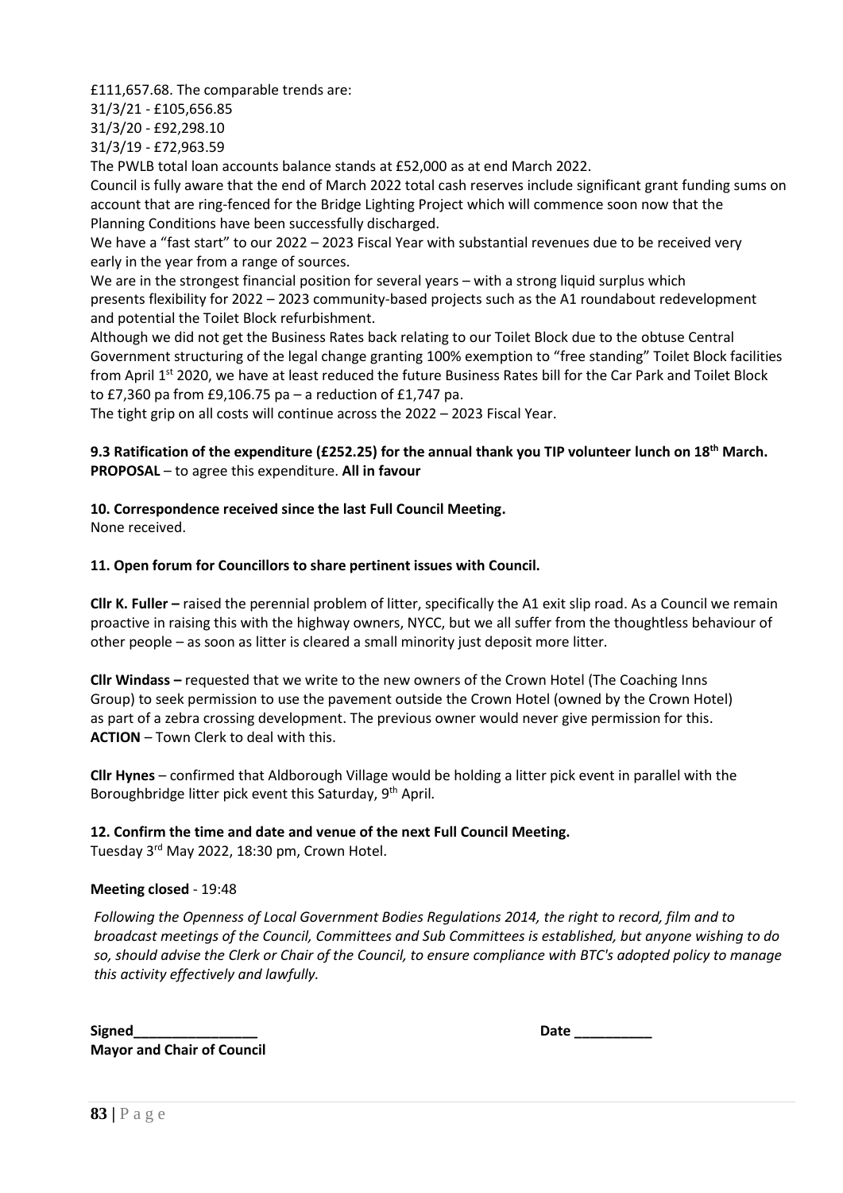£111,657.68. The comparable trends are:
31/3/21 - £105,656.85
31/3/20 - £92,298.10
31/3/19 - £72,963.59

The PWLB total loan accounts balance stands at £52,000 as at end March 2022.

Council is fully aware that the end of March 2022 total cash reserves include significant grant funding sums on account that are ring-fenced for the Bridge Lighting Project which will commence soon now that the Planning Conditions have been successfully discharged.

We have a "fast start" to our 2022 – 2023 Fiscal Year with substantial revenues due to be received very early in the year from a range of sources.

We are in the strongest financial position for several years – with a strong liquid surplus which presents flexibility for 2022 – 2023 community-based projects such as the A1 roundabout redevelopment and potential the Toilet Block refurbishment.

Although we did not get the Business Rates back relating to our Toilet Block due to the obtuse Central Government structuring of the legal change granting 100% exemption to "free standing" Toilet Block facilities from April 1st 2020, we have at least reduced the future Business Rates bill for the Car Park and Toilet Block to £7,360 pa from £9,106.75 pa – a reduction of £1,747 pa.

The tight grip on all costs will continue across the 2022 – 2023 Fiscal Year.

**9.3 Ratification of the expenditure (£252.25) for the annual thank you TIP volunteer lunch on 18th March.**
**PROPOSAL** – to agree this expenditure. **All in favour**

**10. Correspondence received since the last Full Council Meeting.**

None received.

**11. Open forum for Councillors to share pertinent issues with Council.**

**Cllr K. Fuller –** raised the perennial problem of litter, specifically the A1 exit slip road. As a Council we remain proactive in raising this with the highway owners, NYCC, but we all suffer from the thoughtless behaviour of other people – as soon as litter is cleared a small minority just deposit more litter.

**Cllr Windass –** requested that we write to the new owners of the Crown Hotel (The Coaching Inns Group) to seek permission to use the pavement outside the Crown Hotel (owned by the Crown Hotel) as part of a zebra crossing development. The previous owner would never give permission for this.
**ACTION** – Town Clerk to deal with this.

**Cllr Hynes** – confirmed that Aldborough Village would be holding a litter pick event in parallel with the Boroughbridge litter pick event this Saturday, 9th April.

**12. Confirm the time and date and venue of the next Full Council Meeting.**

Tuesday 3rd May 2022, 18:30 pm, Crown Hotel.

**Meeting closed** - 19:48

*Following the Openness of Local Government Bodies Regulations 2014, the right to record, film and to broadcast meetings of the Council, Committees and Sub Committees is established, but anyone wishing to do so, should advise the Clerk or Chair of the Council, to ensure compliance with BTC's adopted policy to manage this activity effectively and lawfully.*

**Signed________________** **Date __________**
**Mayor and Chair of Council**